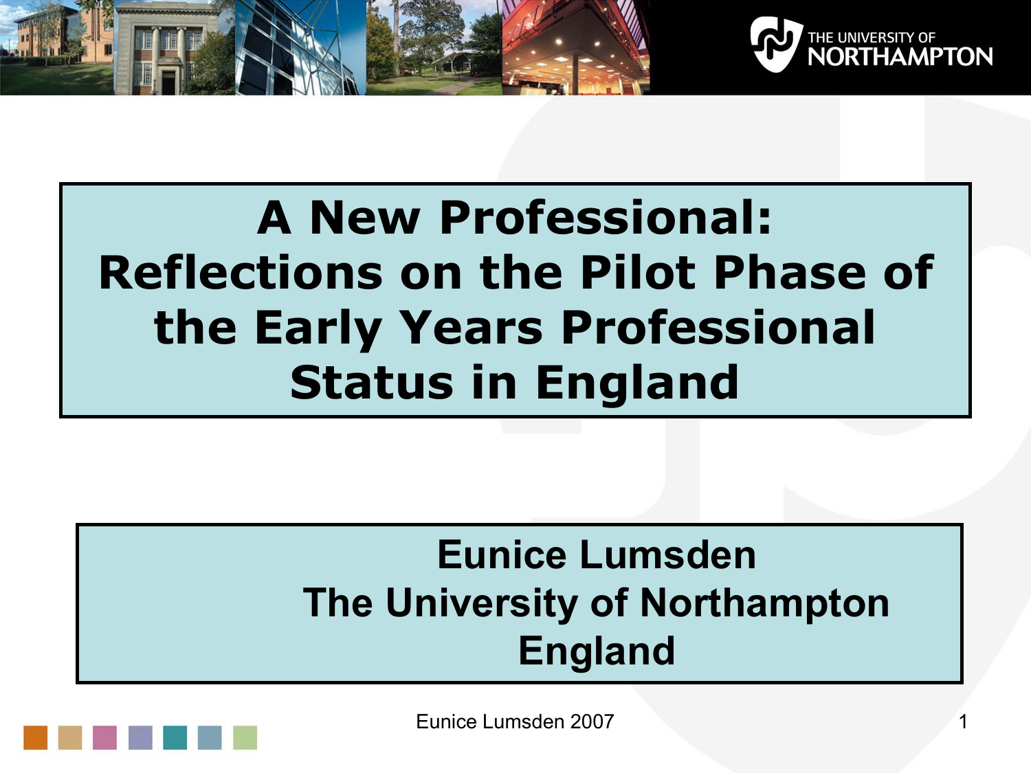# A New Professional: Reflections on the Pilot Phase of the Early Years Professional Status in England

**Eunice Lumsden**
**The University of Northampton**
**England**

Eunice Lumsden 2007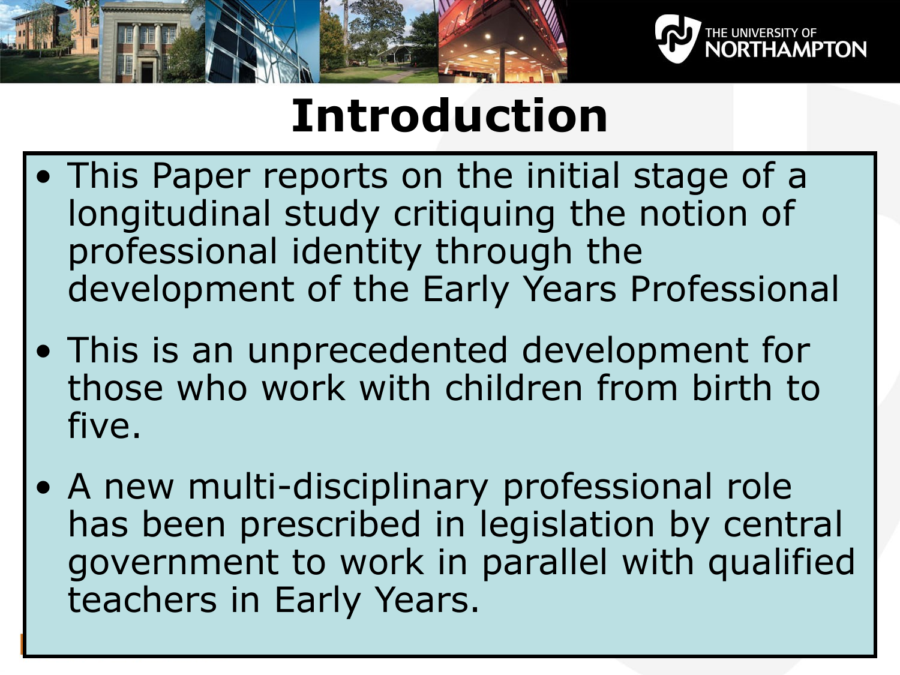# Introduction

- This Paper reports on the initial stage of a longitudinal study critiquing the notion of professional identity through the development of the Early Years Professional
- This is an unprecedented development for those who work with children from birth to five.
- A new multi-disciplinary professional role has been prescribed in legislation by central government to work in parallel with qualified teachers in Early Years.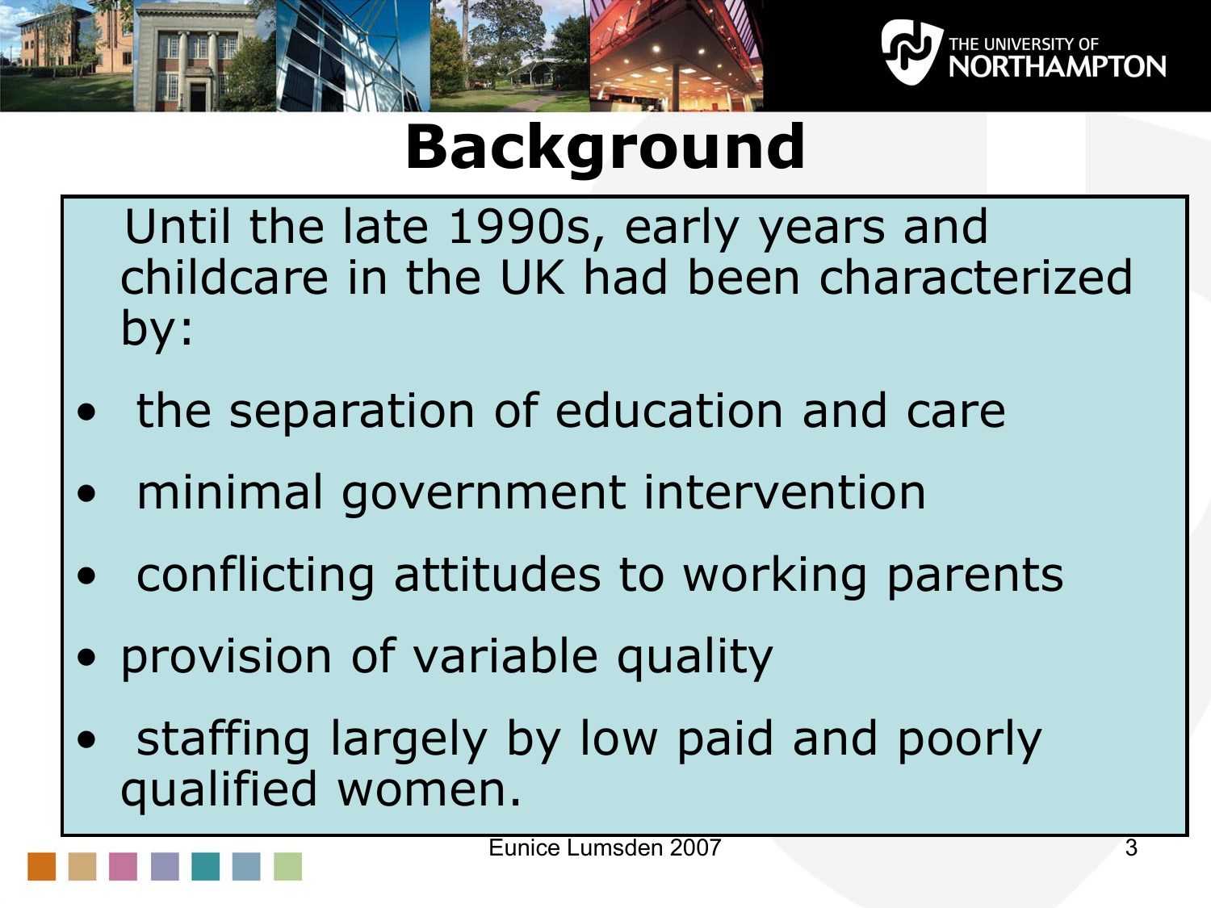# Background

Until the late 1990s, early years and childcare in the UK had been characterized by:

- the separation of education and care
- minimal government intervention
- conflicting attitudes to working parents
- provision of variable quality
- staffing largely by low paid and poorly qualified women.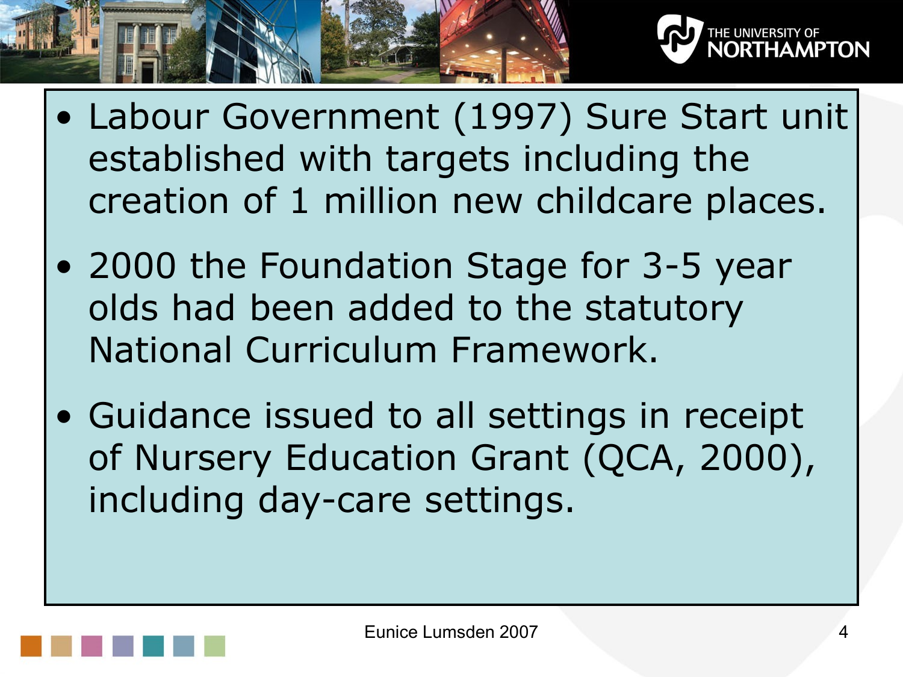- Labour Government (1997) Sure Start unit established with targets including the creation of 1 million new childcare places.
- 2000 the Foundation Stage for 3-5 year olds had been added to the statutory National Curriculum Framework.
- Guidance issued to all settings in receipt of Nursery Education Grant (QCA, 2000), including day-care settings.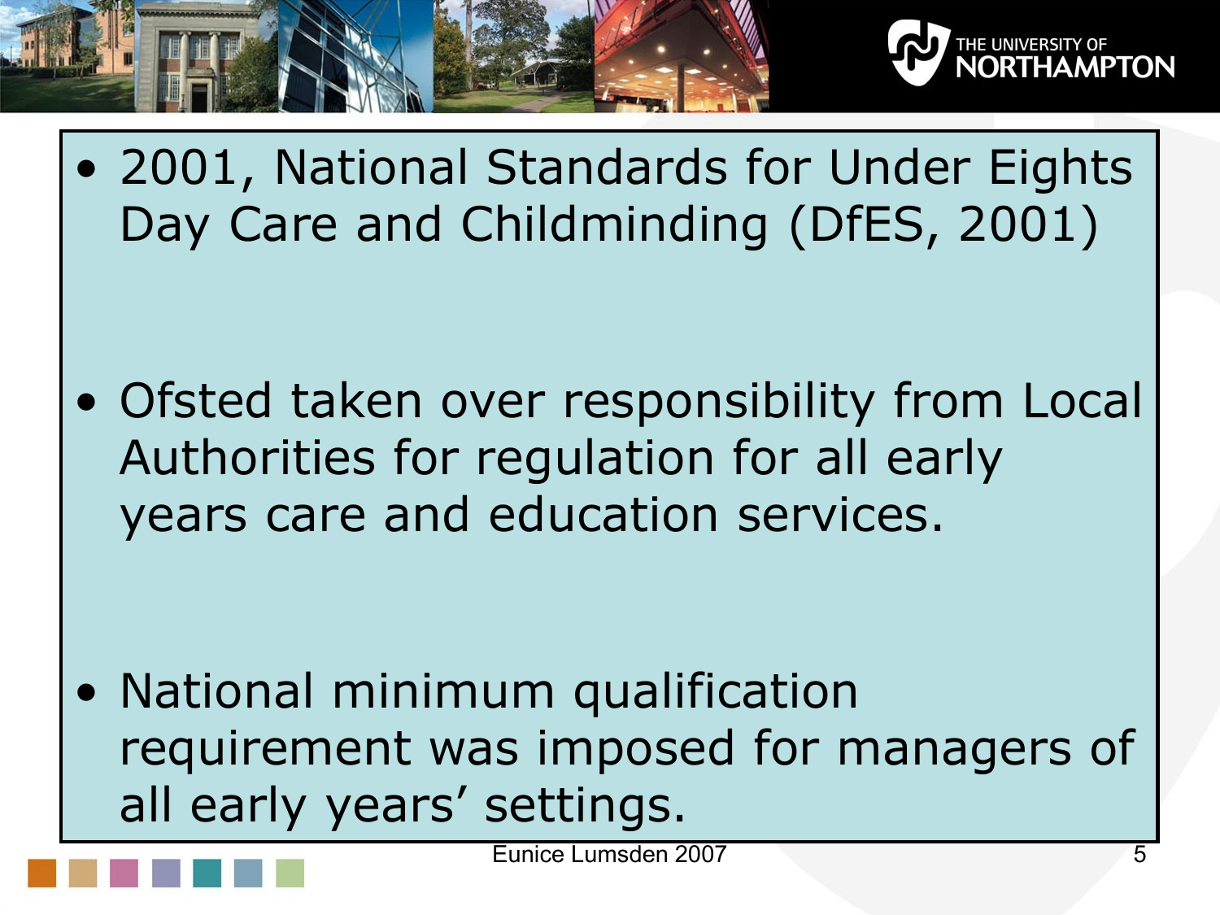- 2001, National Standards for Under Eights Day Care and Childminding (DfES, 2001)

- Ofsted taken over responsibility from Local Authorities for regulation for all early years care and education services.

- National minimum qualification requirement was imposed for managers of all early years' settings.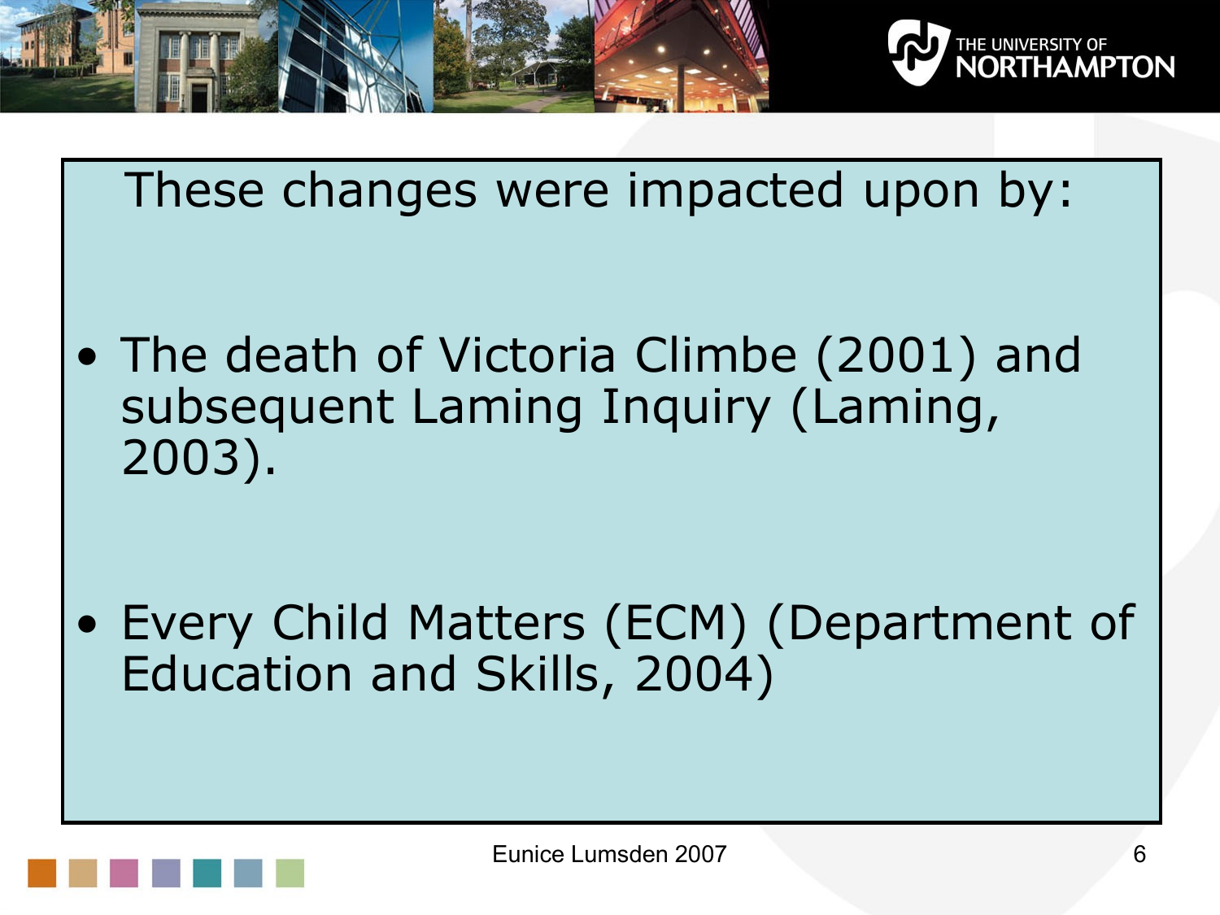These changes were impacted upon by:

- The death of Victoria Climbe (2001) and subsequent Laming Inquiry (Laming, 2003).
- Every Child Matters (ECM) (Department of Education and Skills, 2004)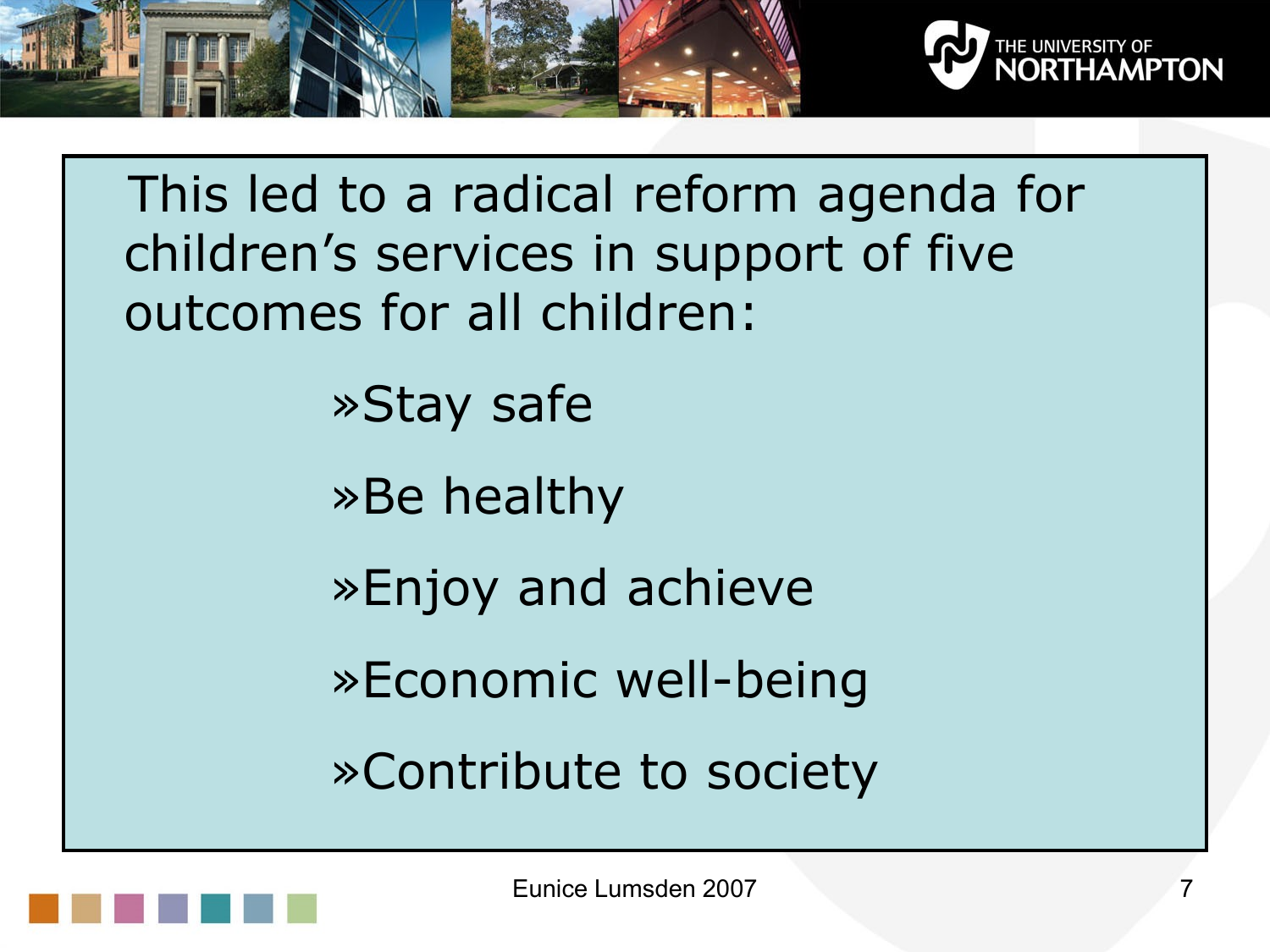This led to a radical reform agenda for children's services in support of five outcomes for all children:

- Stay safe
- Be healthy
- Enjoy and achieve
- Economic well-being
- Contribute to society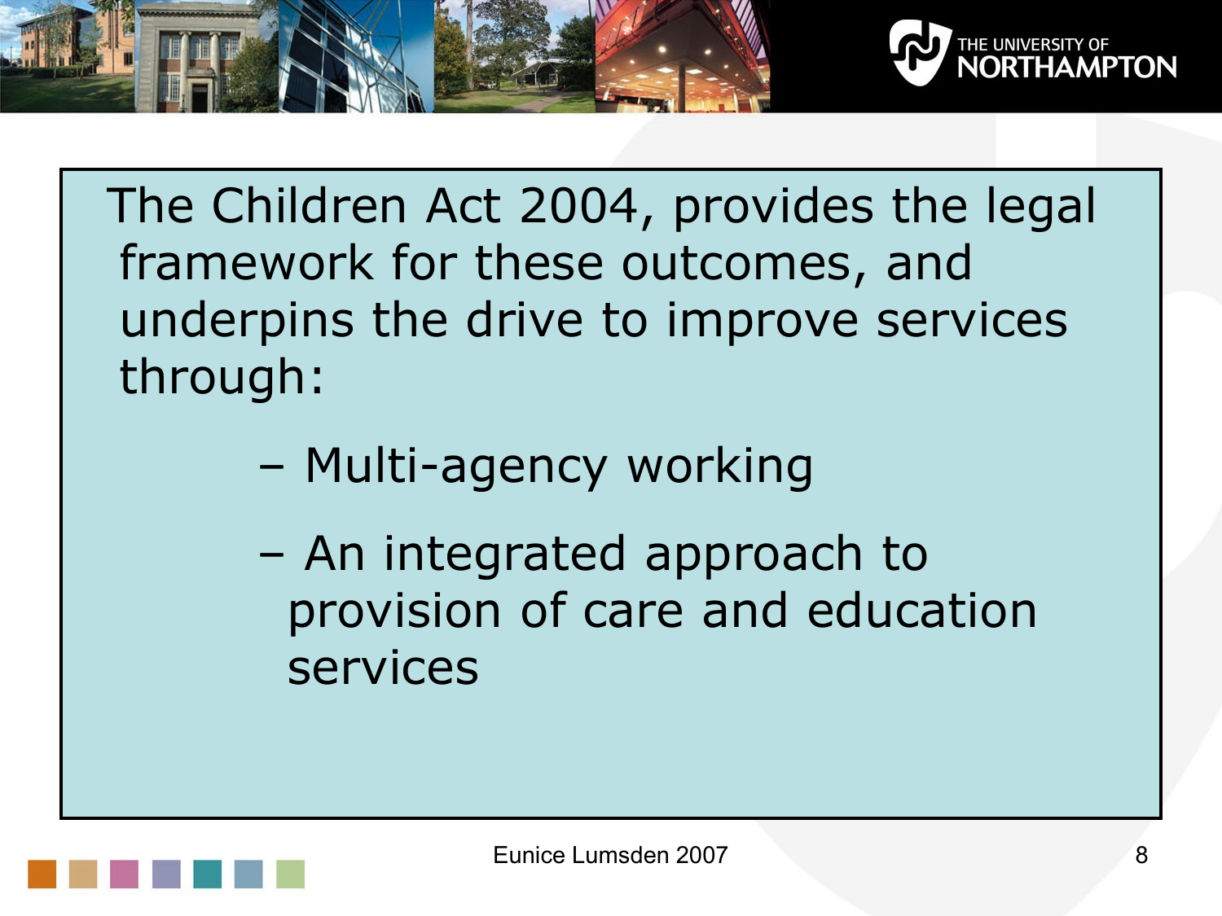The Children Act 2004, provides the legal framework for these outcomes, and underpins the drive to improve services through:

- Multi-agency working
- An integrated approach to provision of care and education services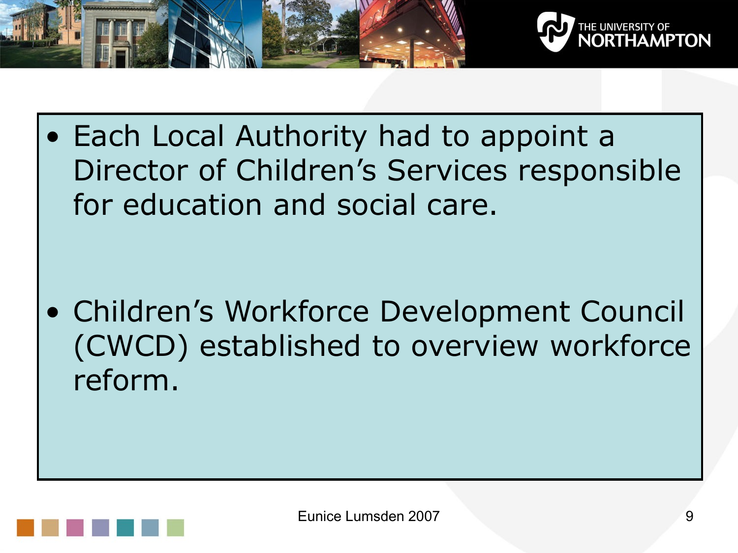- Each Local Authority had to appoint a Director of Children's Services responsible for education and social care.

- Children's Workforce Development Council (CWCD) established to overview workforce reform.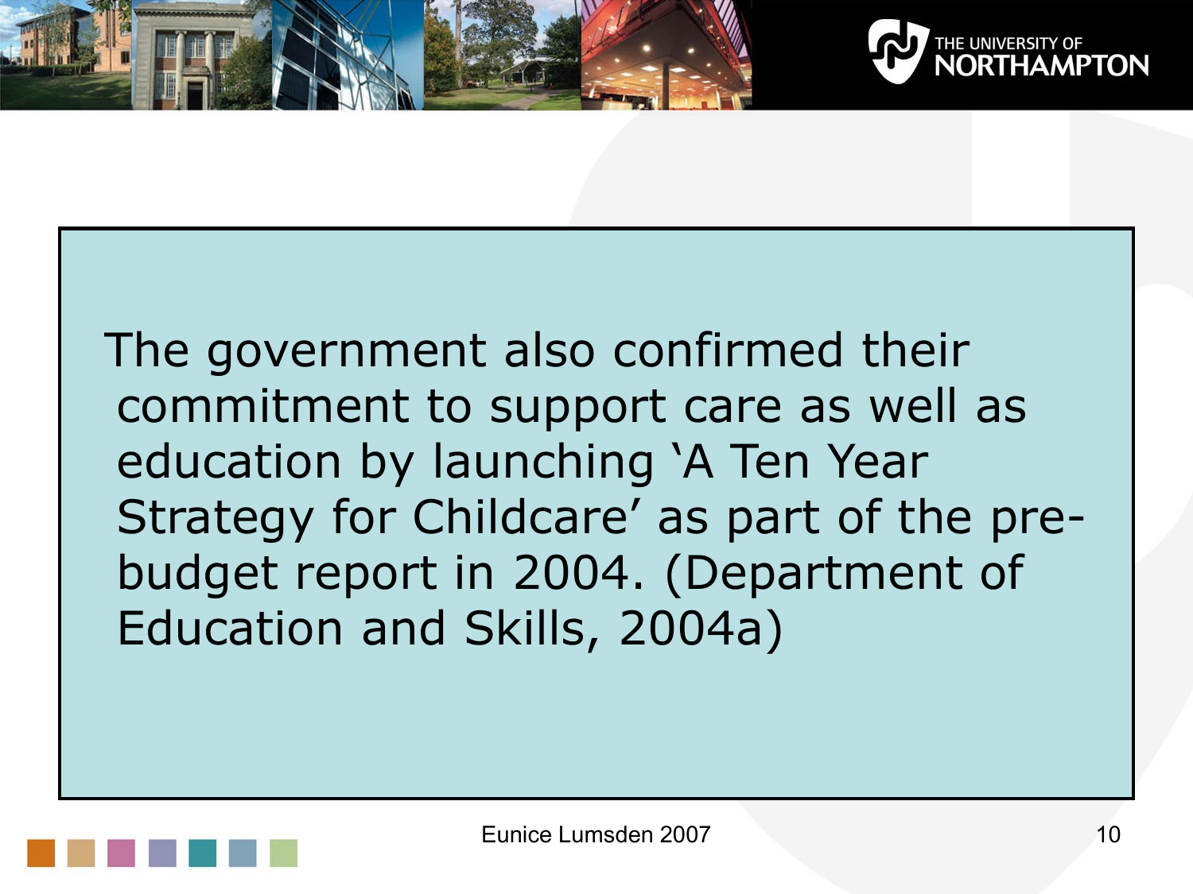The government also confirmed their commitment to support care as well as education by launching 'A Ten Year Strategy for Childcare' as part of the pre-budget report in 2004. (Department of Education and Skills, 2004a)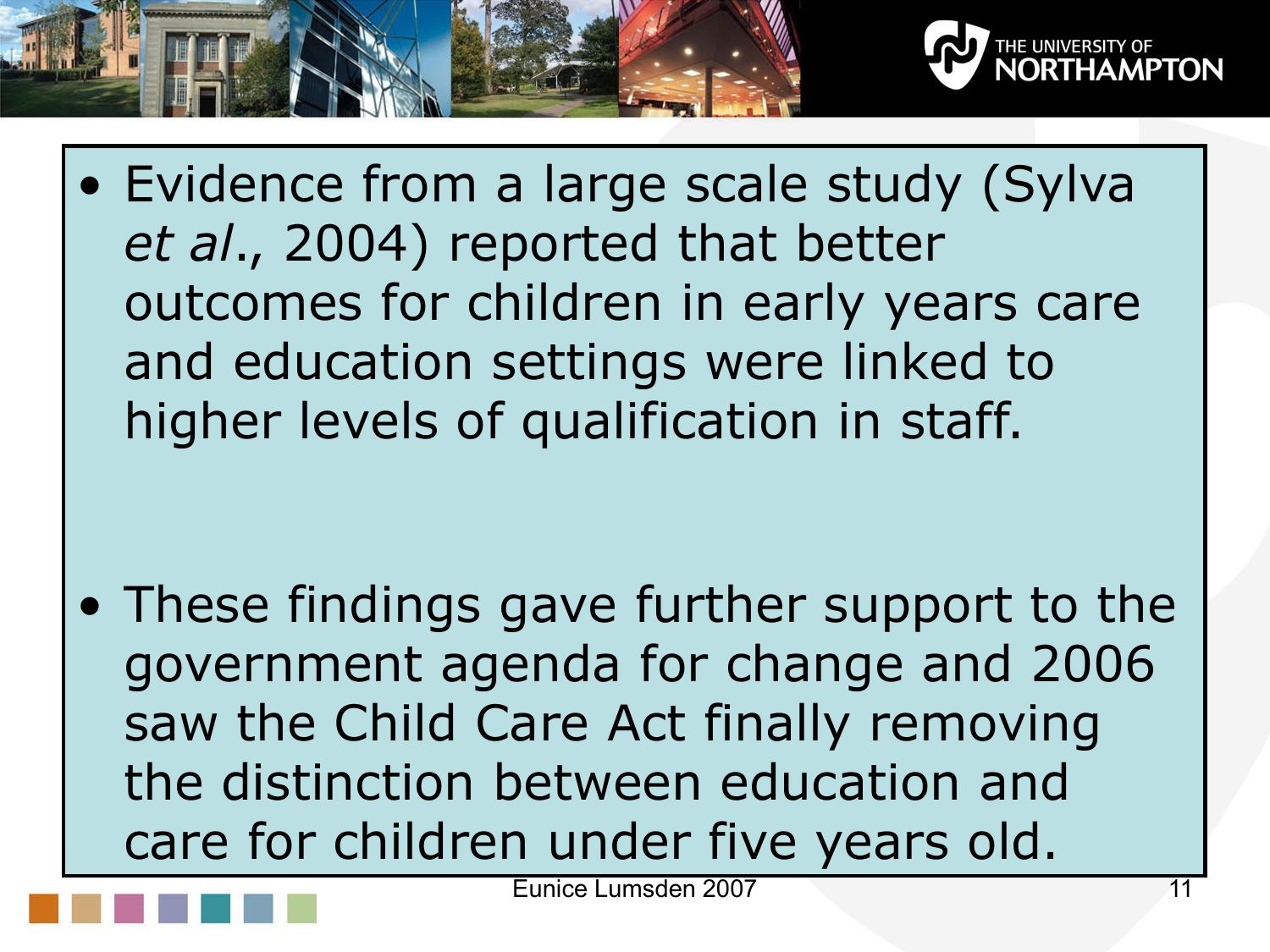- Evidence from a large scale study (Sylva *et al*., 2004) reported that better outcomes for children in early years care and education settings were linked to higher levels of qualification in staff.

- These findings gave further support to the government agenda for change and 2006 saw the Child Care Act finally removing the distinction between education and care for children under five years old.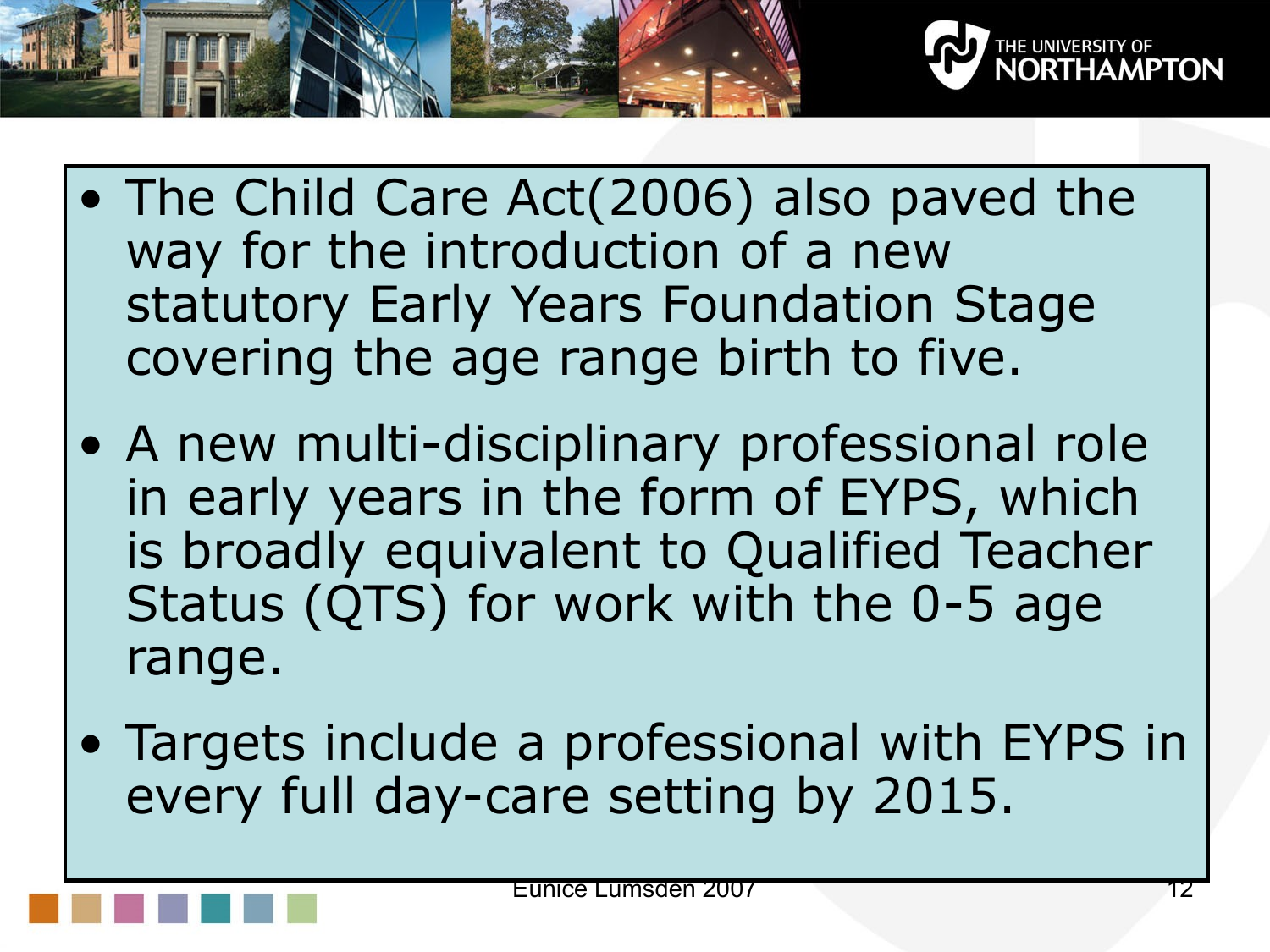- The Child Care Act(2006) also paved the way for the introduction of a new statutory Early Years Foundation Stage covering the age range birth to five.
- A new multi-disciplinary professional role in early years in the form of EYPS, which is broadly equivalent to Qualified Teacher Status (QTS) for work with the 0-5 age range.
- Targets include a professional with EYPS in every full day-care setting by 2015.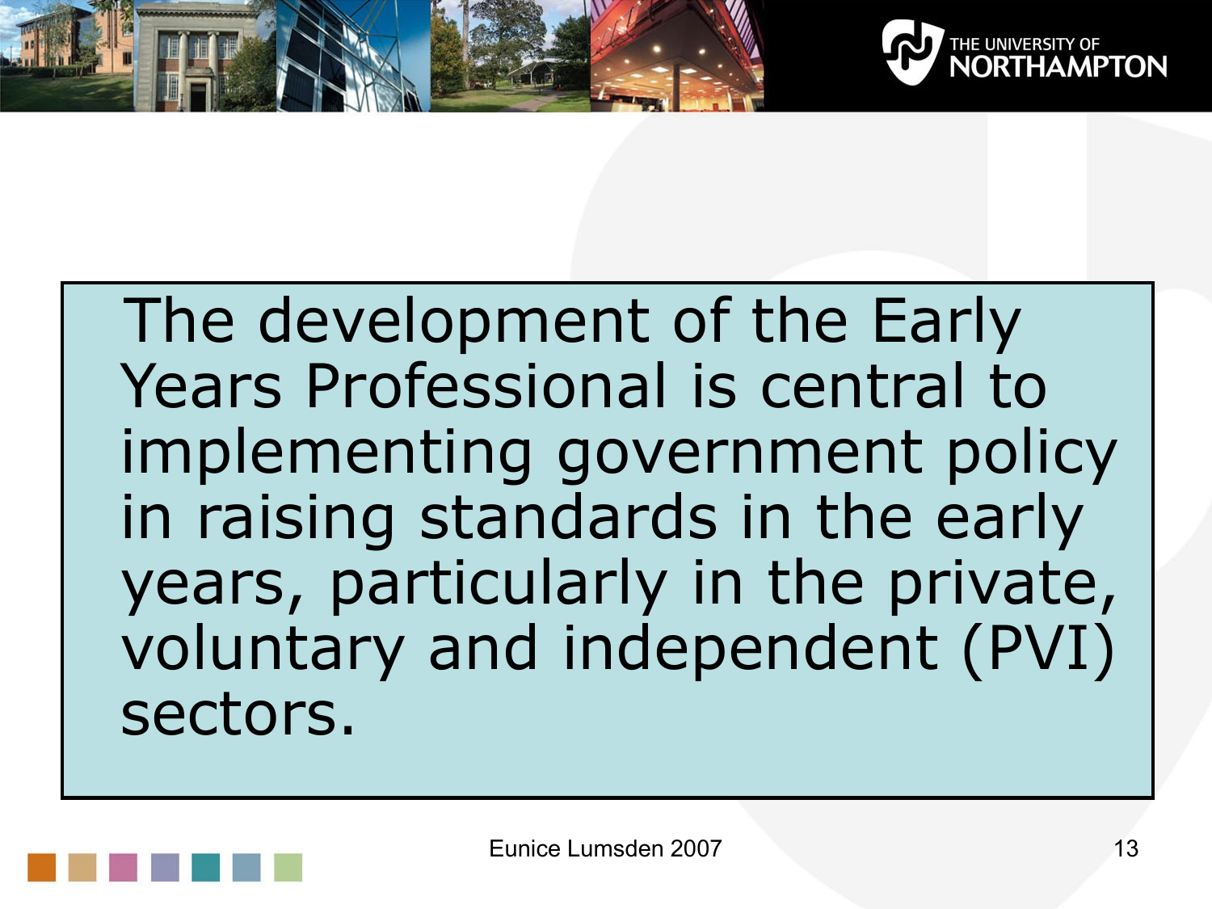The development of the Early Years Professional is central to implementing government policy in raising standards in the early years, particularly in the private, voluntary and independent (PVI) sectors.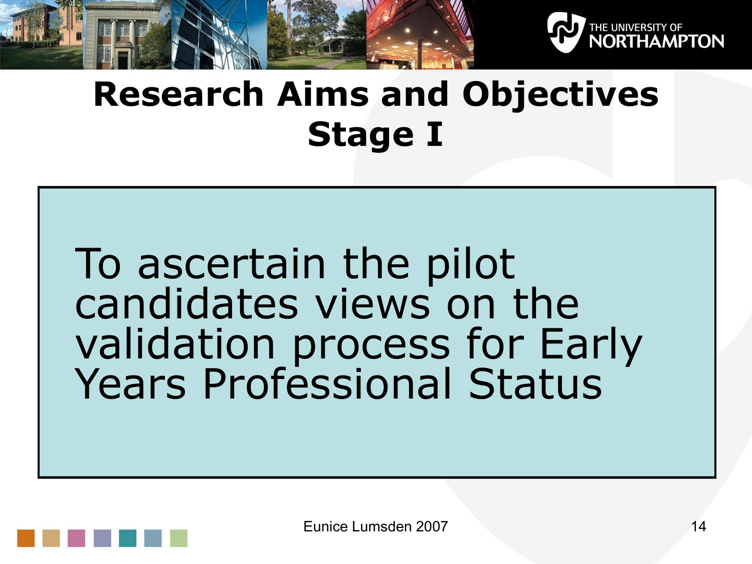# Research Aims and Objectives Stage I

To ascertain the pilot candidates views on the validation process for Early Years Professional Status

Eunice Lumsden 2007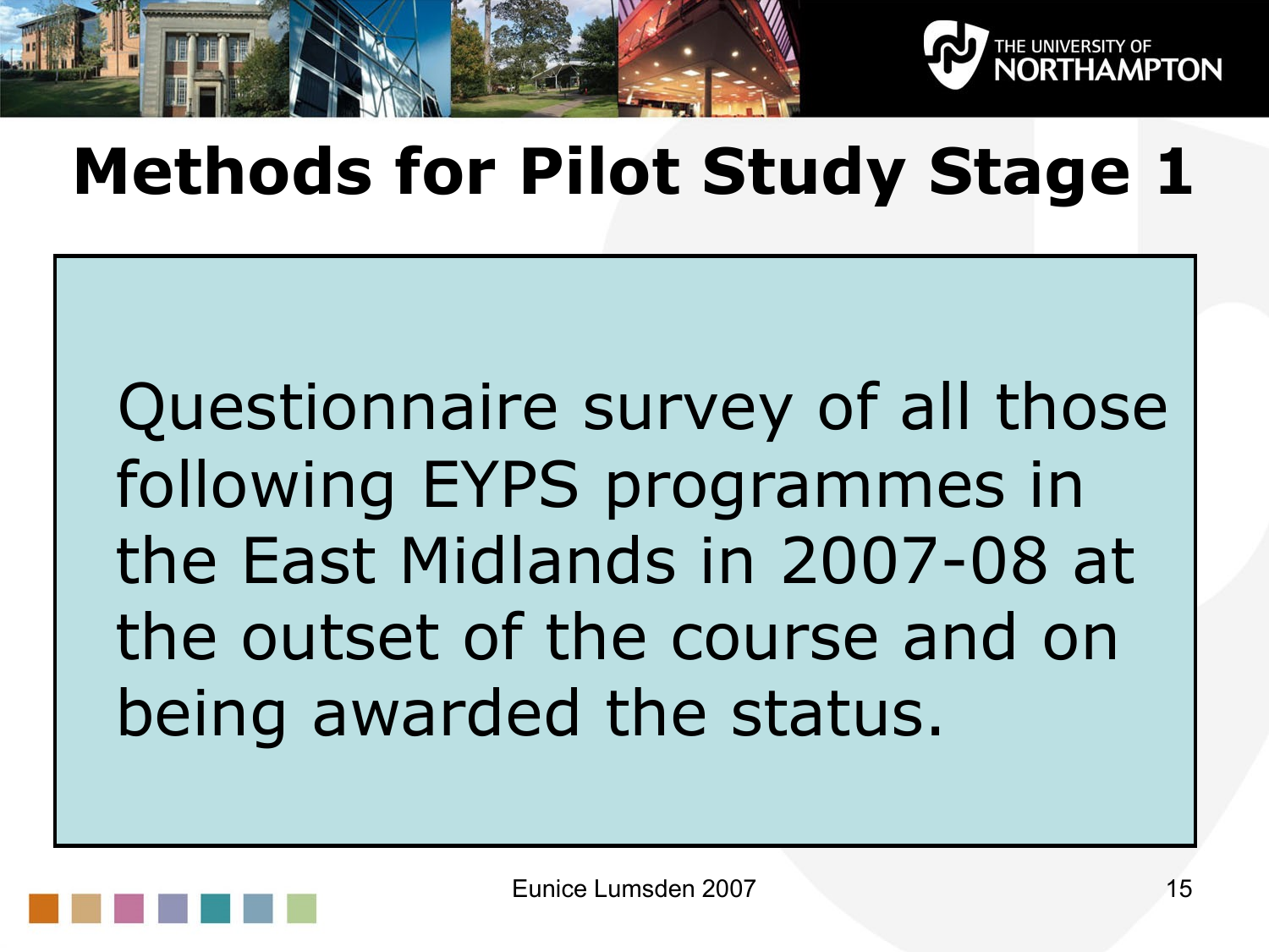# Methods for Pilot Study Stage 1

Questionnaire survey of all those following EYPS programmes in the East Midlands in 2007-08 at the outset of the course and on being awarded the status.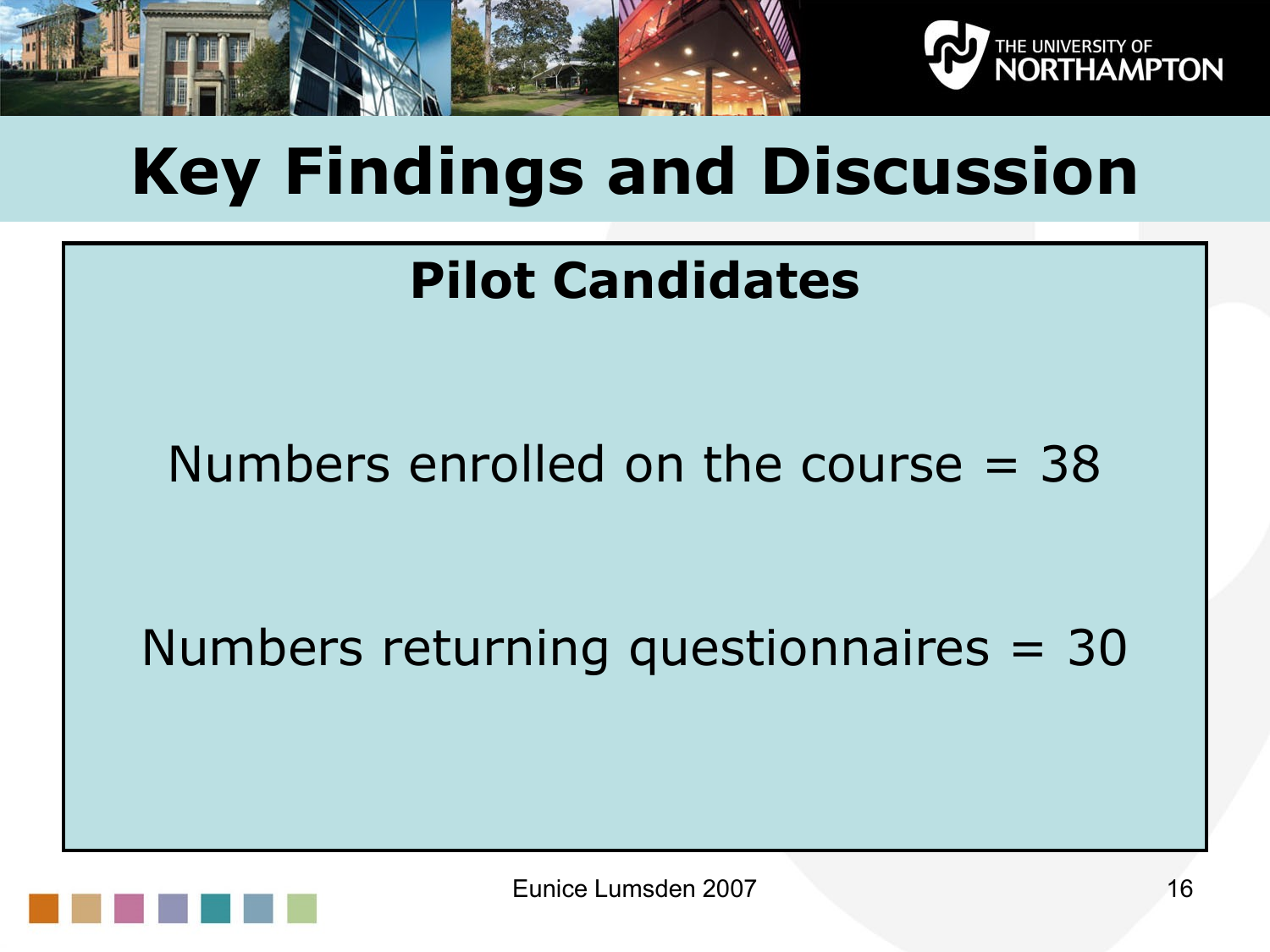# Key Findings and Discussion

## Pilot Candidates

Numbers enrolled on the course = 38

Numbers returning questionnaires = 30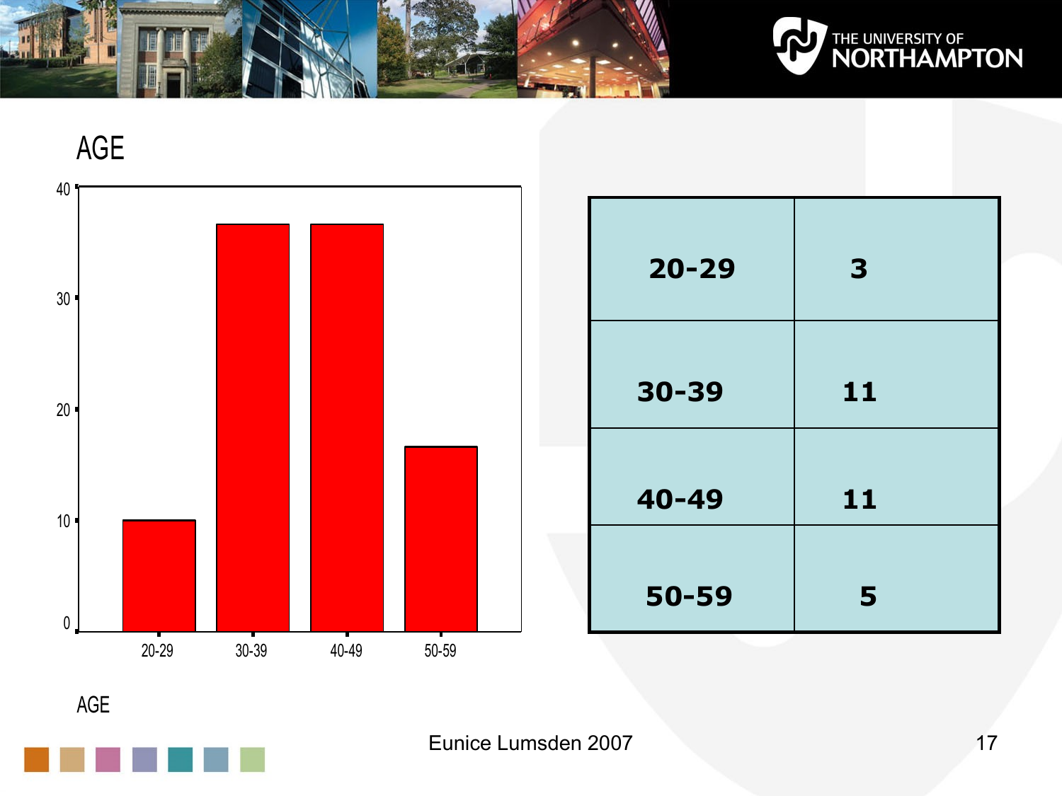## AGE

| 20-29 | 3 |
|---|---|
| 30-39 | 11 |
| 40-49 | 11 |
| 50-59 | 5 |

Eunice Lumsden 2007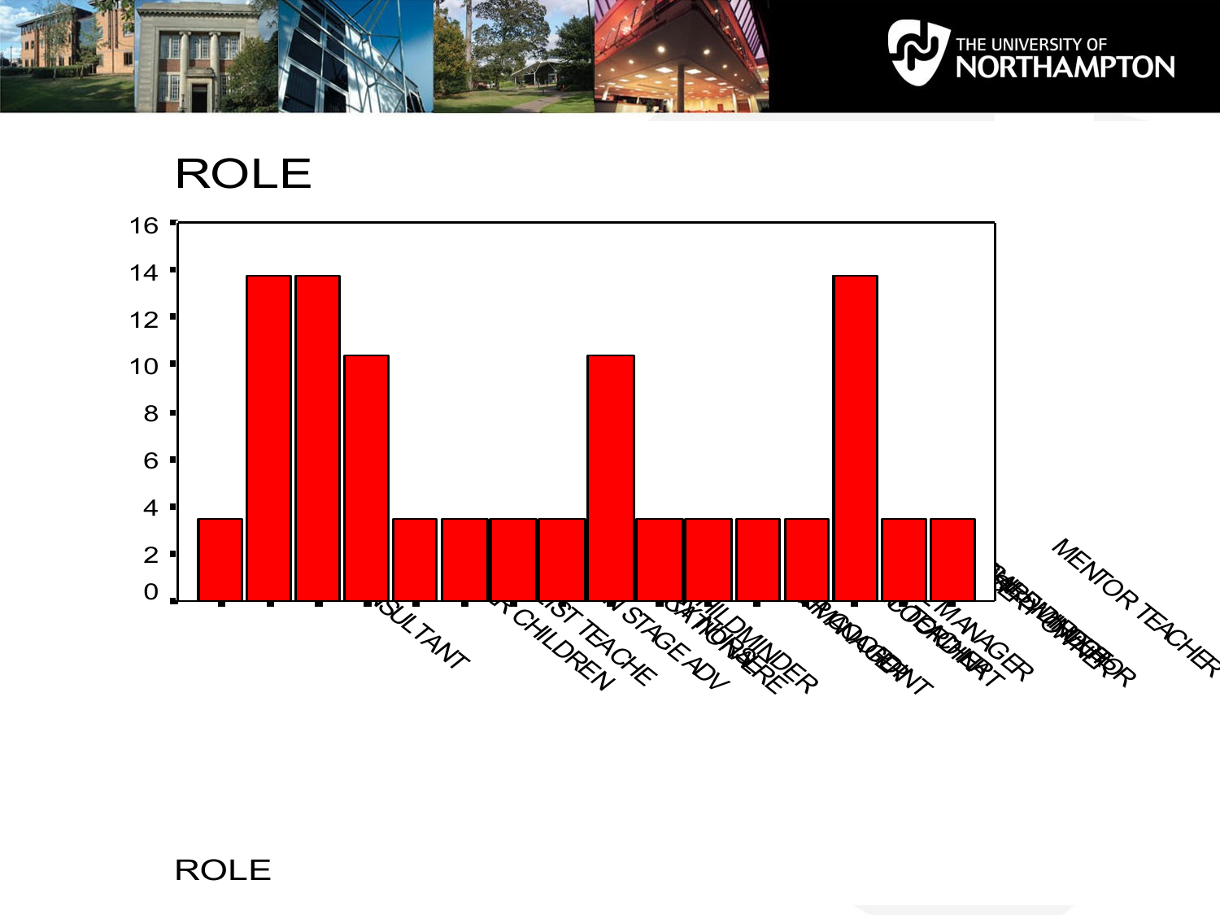# ROLE

ROLE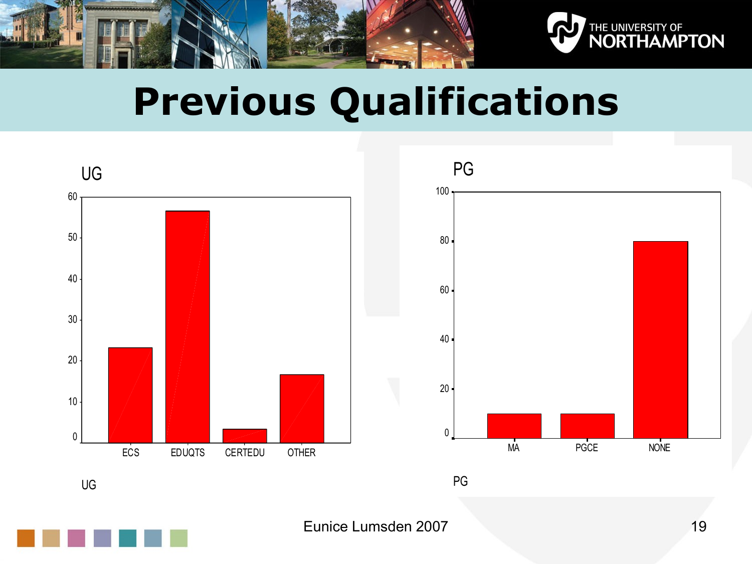# Previous Qualifications

UG

| Qualification | Value |
| --- | --- |
| ECS | 23 |
| EDUQTS | 57 |
| CERTEDU | 3 |
| OTHER | 17 |

UG

PG

| Qualification | Value |
| --- | --- |
| MA | 10 |
| PGCE | 10 |
| NONE | 80 |

PG

Eunice Lumsden 2007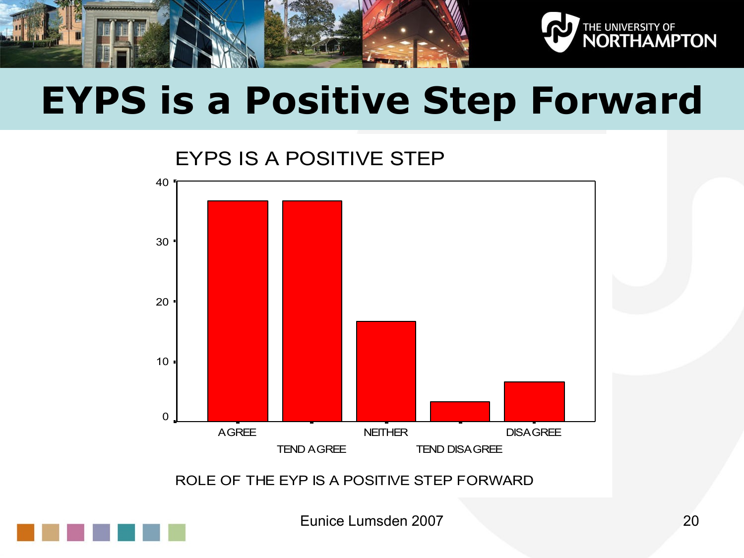# EYPS is a Positive Step Forward

EYPS IS A POSITIVE STEP

| ROLE OF THE EYP IS A POSITIVE STEP FORWARD | Count |
|---|---|
| AGREE | 37 |
| TEND AGREE | 37 |
| NEITHER | 17 |
| TEND DISAGREE | 3 |
| DISAGREE | 7 |

Eunice Lumsden 2007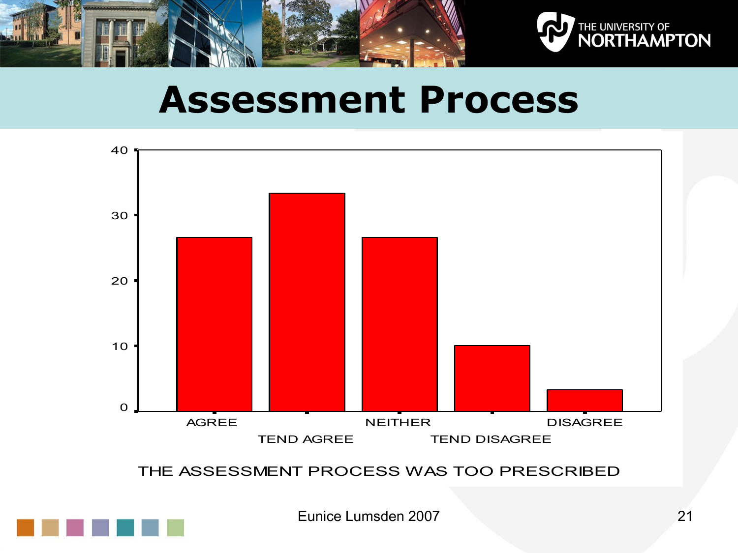# Assessment Process

| THE ASSESSMENT PROCESS WAS TOO PRESCRIBED | Value |
|---|---|
| AGREE | ~26.7 |
| TEND AGREE | ~33.3 |
| NEITHER | ~26.7 |
| TEND DISAGREE | ~10 |
| DISAGREE | ~3.3 |

Eunice Lumsden 2007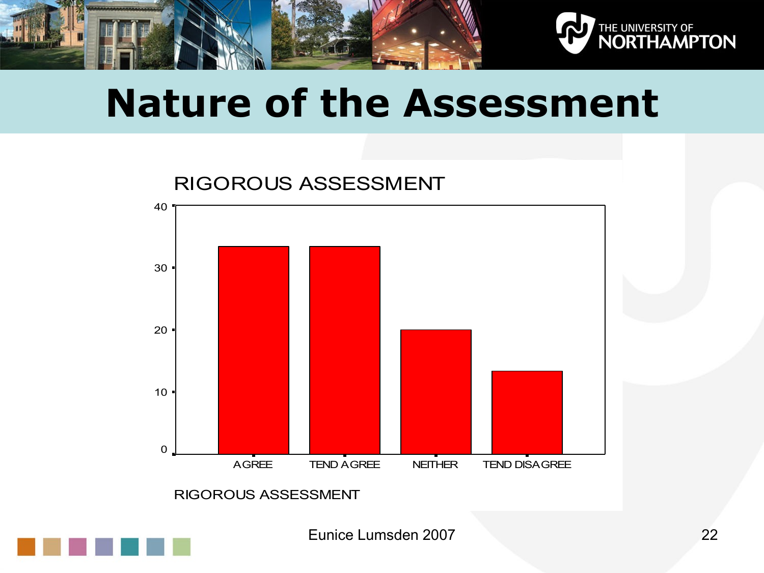# Nature of the Assessment

RIGOROUS ASSESSMENT

40
30
20
10
0

AGREE TEND AGREE NEITHER TEND DISAGREE

RIGOROUS ASSESSMENT

Eunice Lumsden 2007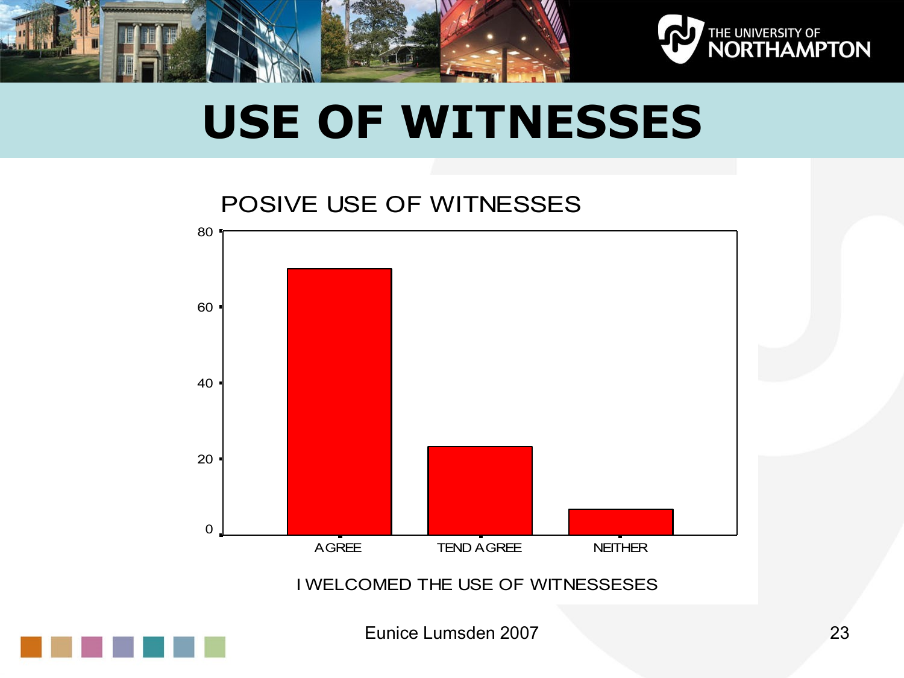# USE OF WITNESSES

POSIVE USE OF WITNESSES

| I WELCOMED THE USE OF WITNESSESES | |
|---|---|
| AGREE | 70 |
| TEND AGREE | 23 |
| NEITHER | 7 |

Eunice Lumsden 2007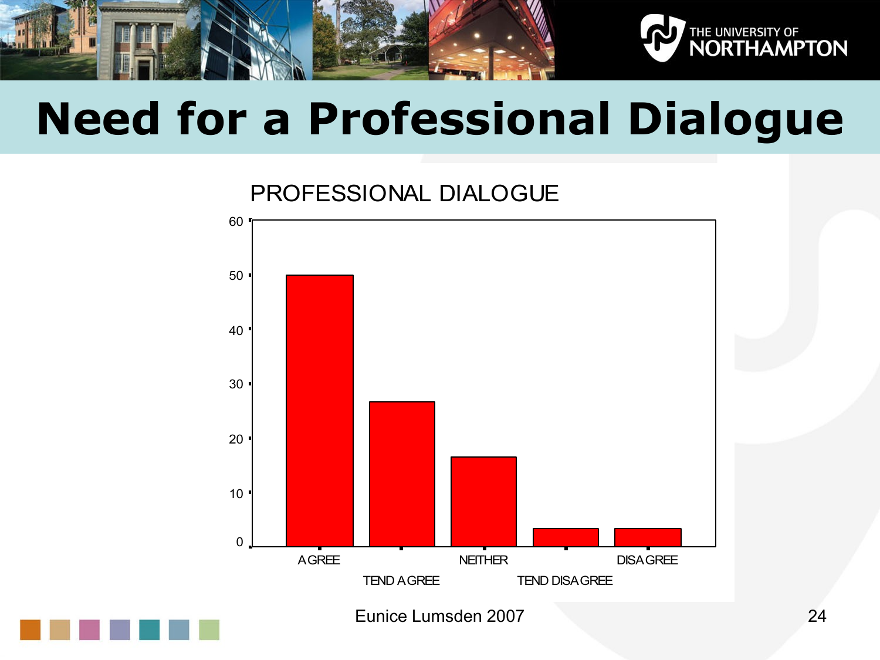# Need for a Professional Dialogue

PROFESSIONAL DIALOGUE

| Response | Value |
|---|---|
| AGREE | 50 |
| TEND AGREE | 27 |
| NEITHER | 17 |
| TEND DISAGREE | 3 |
| DISAGREE | 3 |

Eunice Lumsden 2007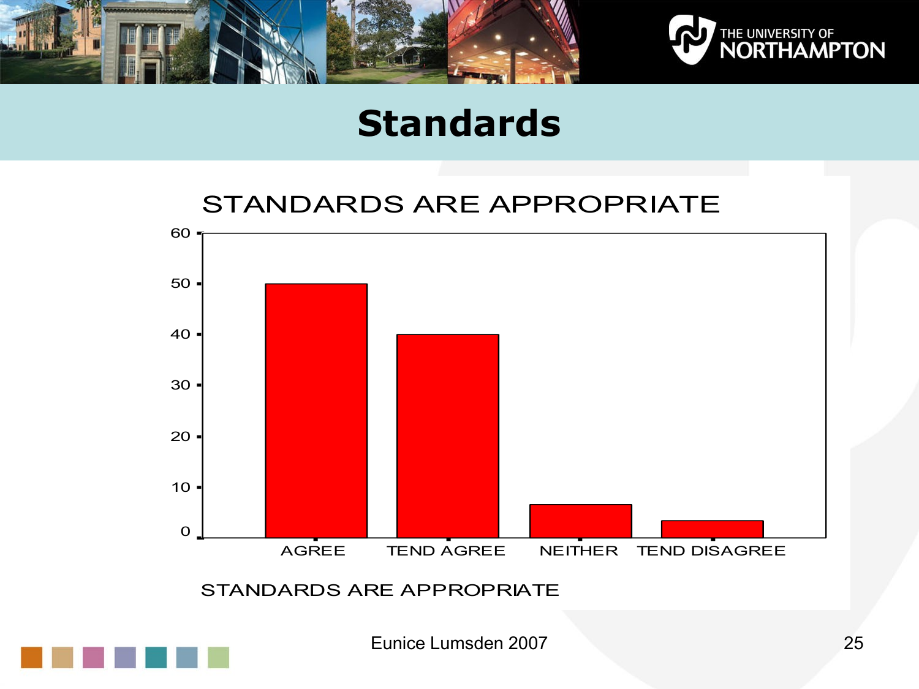# Standards

STANDARDS ARE APPROPRIATE

| STANDARDS ARE APPROPRIATE | Value |
| --- | --- |
| AGREE | 50 |
| TEND AGREE | 40 |
| NEITHER | ~6.5 |
| TEND DISAGREE | ~3.3 |

Eunice Lumsden 2007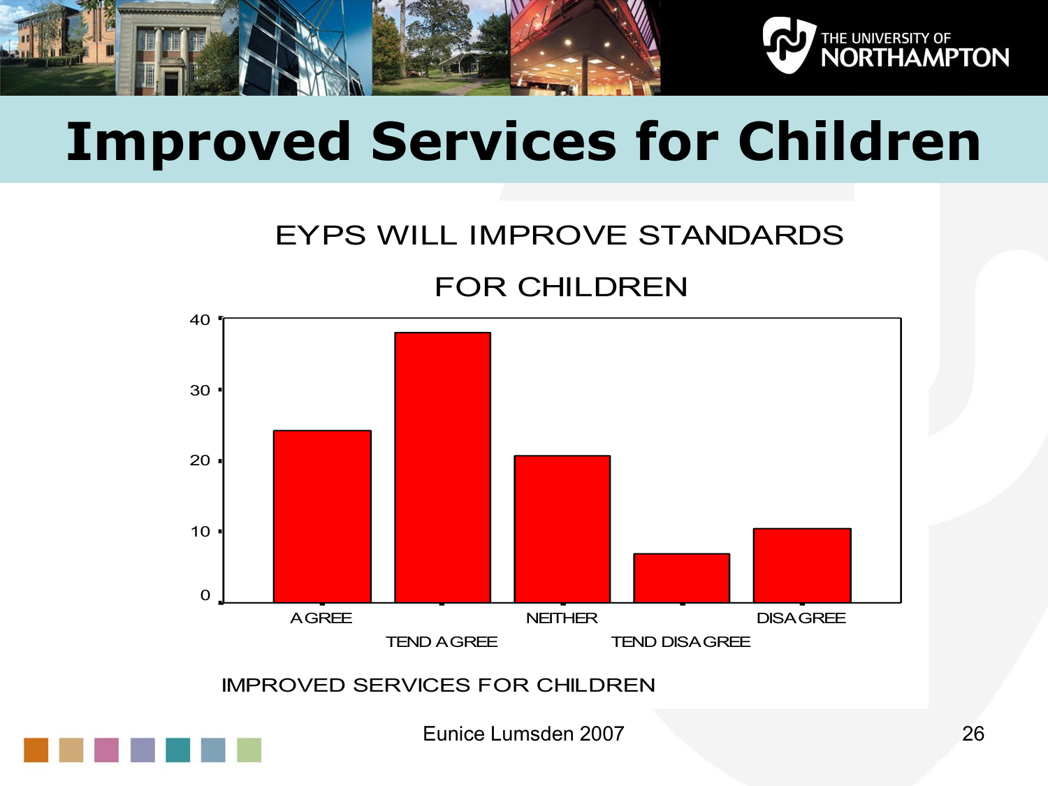# Improved Services for Children

EYPS WILL IMPROVE STANDARDS FOR CHILDREN

| IMPROVED SERVICES FOR CHILDREN | Value (approx.) |
|---|---|
| AGREE | 24 |
| TEND AGREE | 38 |
| NEITHER | 21 |
| TEND DISAGREE | 7 |
| DISAGREE | 10 |

Eunice Lumsden 2007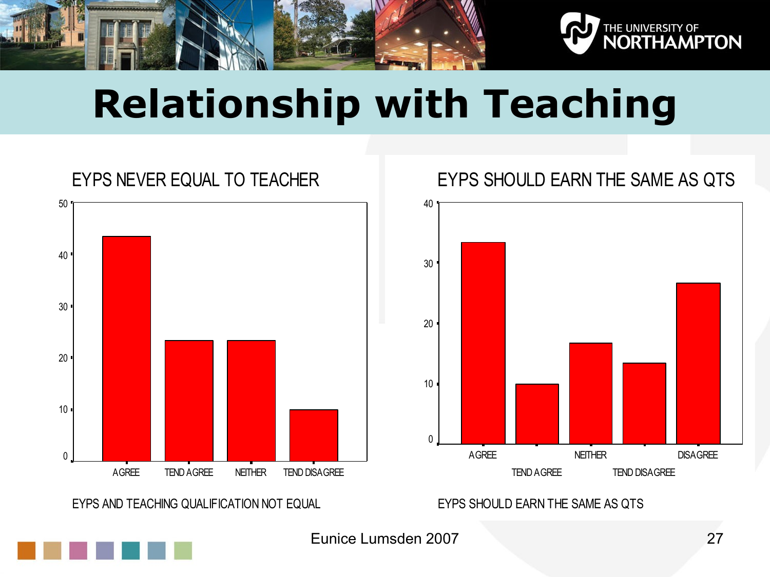# Relationship with Teaching

EYPS NEVER EQUAL TO TEACHER

| AGREE | TEND AGREE | NEITHER | TEND DISAGREE |
|---|---|---|---|
| ~43 | ~23 | ~23 | ~10 |

EYPS AND TEACHING QUALIFICATION NOT EQUAL

EYPS SHOULD EARN THE SAME AS QTS

| AGREE | TEND AGREE | NEITHER | TEND DISAGREE | DISAGREE |
|---|---|---|---|---|
| ~33 | ~10 | ~17 | ~13 | ~27 |

EYPS SHOULD EARN THE SAME AS QTS

Eunice Lumsden 2007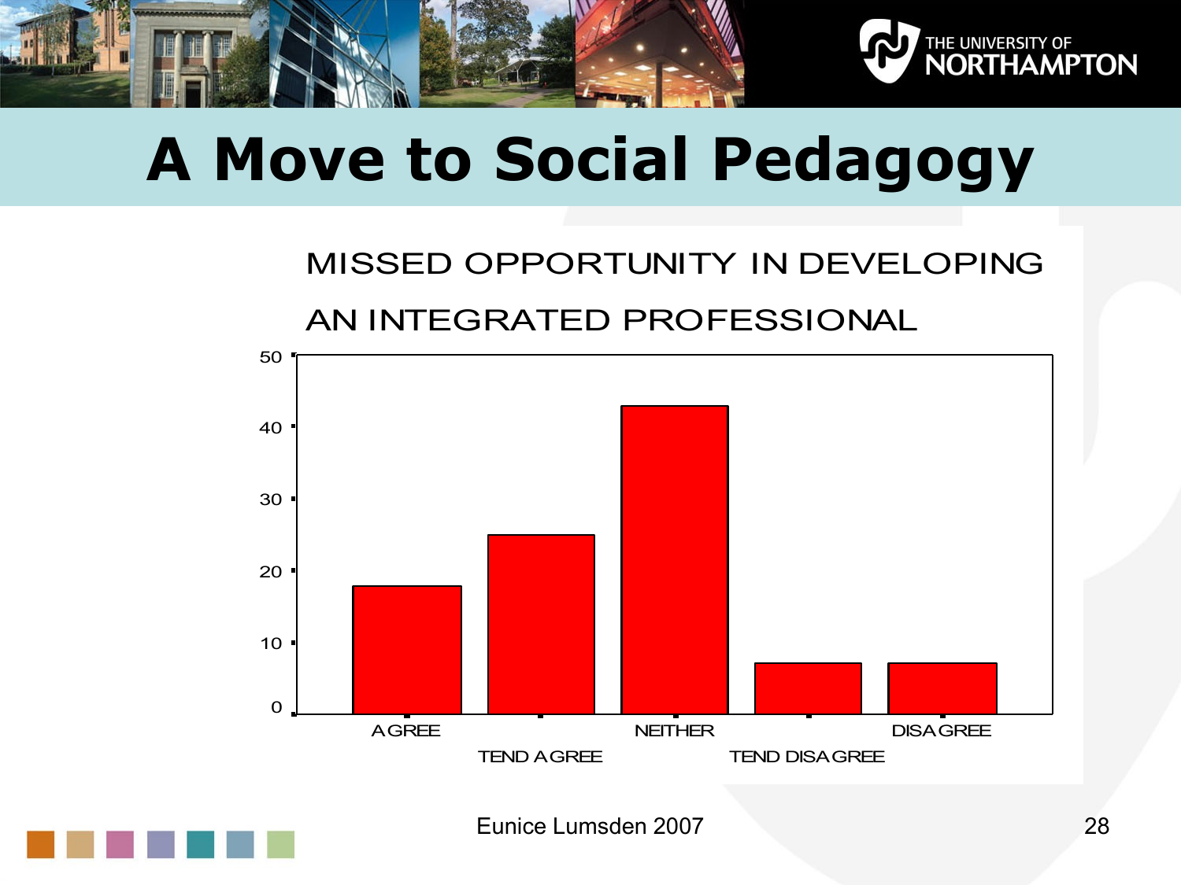# A Move to Social Pedagogy

MISSED OPPORTUNITY IN DEVELOPING AN INTEGRATED PROFESSIONAL

| Response | Value |
|---|---|
| AGREE | 18 |
| TEND AGREE | 25 |
| NEITHER | 43 |
| TEND DISAGREE | 7 |
| DISAGREE | 7 |

Eunice Lumsden 2007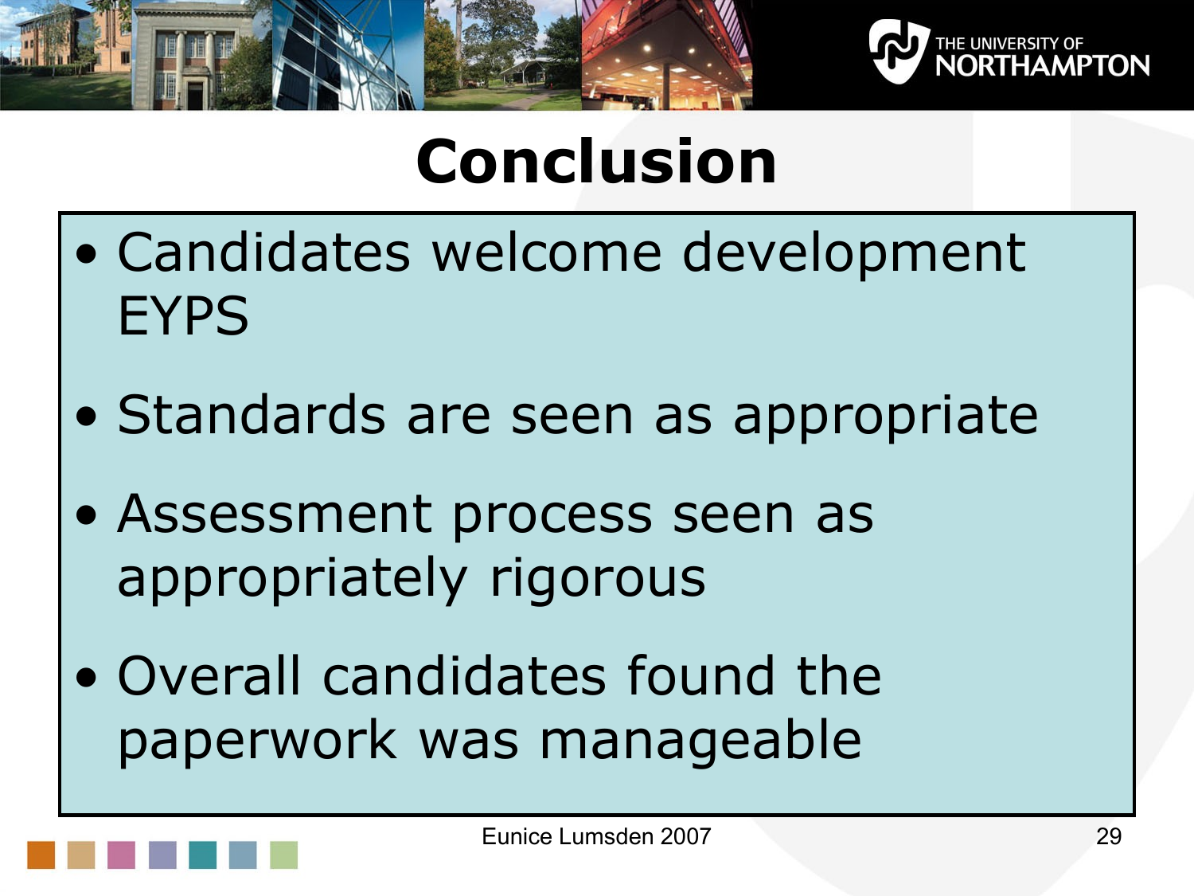# Conclusion

- Candidates welcome development EYPS
- Standards are seen as appropriate
- Assessment process seen as appropriately rigorous
- Overall candidates found the paperwork was manageable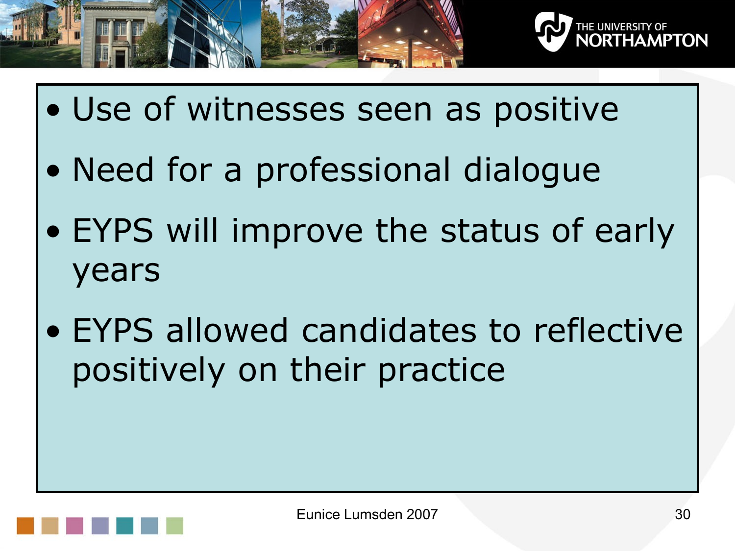- Use of witnesses seen as positive
- Need for a professional dialogue
- EYPS will improve the status of early years
- EYPS allowed candidates to reflective positively on their practice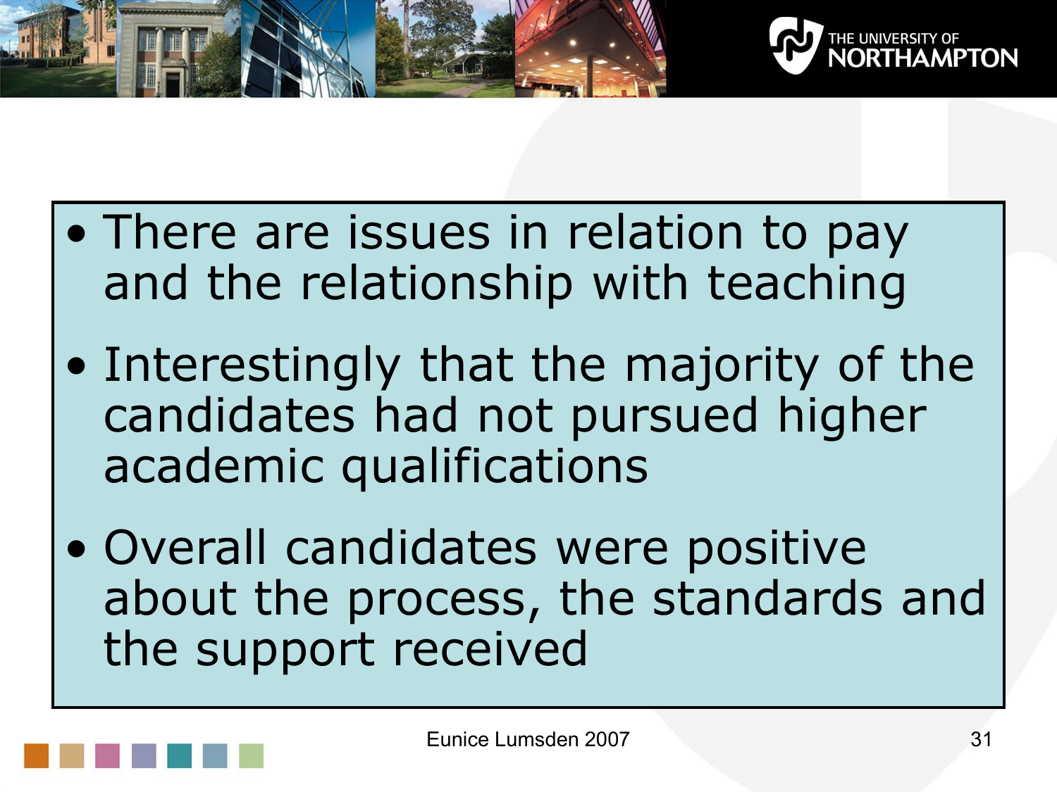- There are issues in relation to pay and the relationship with teaching
- Interestingly that the majority of the candidates had not pursued higher academic qualifications
- Overall candidates were positive about the process, the standards and the support received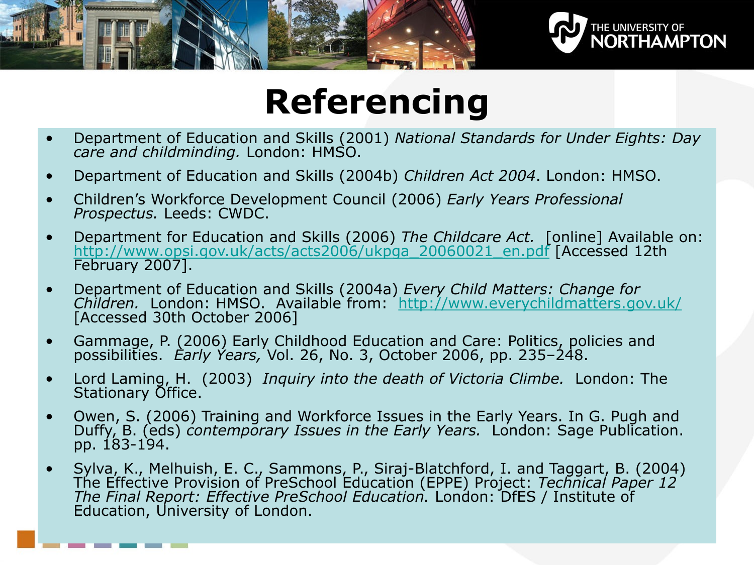# Referencing

- Department of Education and Skills (2001) *National Standards for Under Eights: Day care and childminding.* London: HMSO.
- Department of Education and Skills (2004b) *Children Act 2004*. London: HMSO.
- Children's Workforce Development Council (2006) *Early Years Professional Prospectus.* Leeds: CWDC.
- Department for Education and Skills (2006) *The Childcare Act.* [online] Available on: http://www.opsi.gov.uk/acts/acts2006/ukpga_20060021_en.pdf [Accessed 12th February 2007].
- Department of Education and Skills (2004a) *Every Child Matters: Change for Children.* London: HMSO. Available from: http://www.everychildmatters.gov.uk/ [Accessed 30th October 2006]
- Gammage, P. (2006) Early Childhood Education and Care: Politics, policies and possibilities. *Early Years,* Vol. 26, No. 3, October 2006, pp. 235–248.
- Lord Laming, H. (2003) *Inquiry into the death of Victoria Climbe.* London: The Stationary Office.
- Owen, S. (2006) Training and Workforce Issues in the Early Years. In G. Pugh and Duffy, B. (eds) *contemporary Issues in the Early Years.* London: Sage Publication. pp. 183-194.
- Sylva, K., Melhuish, E. C., Sammons, P., Siraj-Blatchford, I. and Taggart, B. (2004) The Effective Provision of PreSchool Education (EPPE) Project: *Technical Paper 12 The Final Report: Effective PreSchool Education.* London: DfES / Institute of Education, University of London.